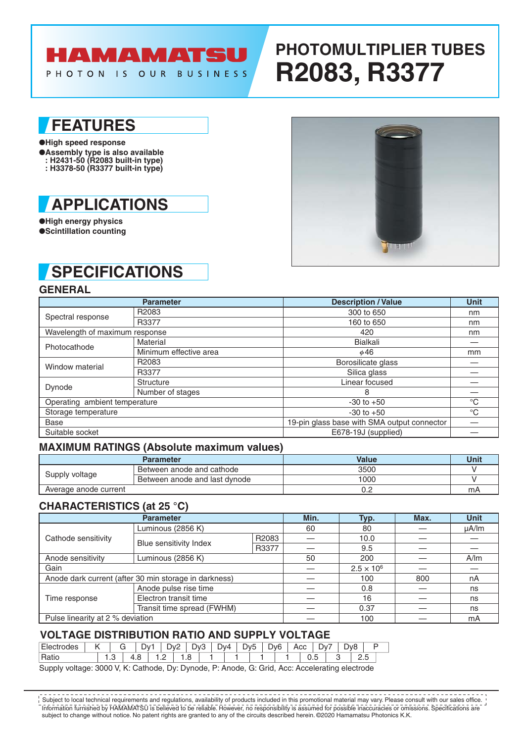# HAMAMATSU

PHOTON IS OUR BUSINESS

# PHOTOMULTIPLIER TUBES R2083, R3377

## FEATURES

- High speed response
- Assembly type is also available
  - : H2431-50 (R2083 built-in type)
  - : H3378-50 (R3377 built-in type)

## APPLICATIONS

- High energy physics
- Scintillation counting

## SPECIFICATIONS

### GENERAL

| Parameter | | Description / Value | Unit |
|---|---|---|---|
| Spectral response | R2083 | 300 to 650 | nm |
| | R3377 | 160 to 650 | nm |
| Wavelength of maximum response | | 420 | nm |
| Photocathode | Material | Bialkali | — |
| | Minimum effective area | $\phi$46 | mm |
| Window material | R2083 | Borosilicate glass | — |
| | R3377 | Silica glass | — |
| Dynode | Structure | Linear focused | — |
| | Number of stages | 8 | — |
| Operating ambient temperature | | -30 to +50 | °C |
| Storage temperature | | -30 to +50 | °C |
| Base | | 19-pin glass base with SMA output connector | — |
| Suitable socket | | E678-19J (supplied) | — |

### MAXIMUM RATINGS (Absolute maximum values)

| Parameter | | Value | Unit |
|---|---|---|---|
| Supply voltage | Between anode and cathode | 3500 | V |
| | Between anode and last dynode | 1000 | V |
| Average anode current | | 0.2 | mA |

### CHARACTERISTICS (at 25 °C)

| Parameter | | | Min. | Typ. | Max. | Unit |
|---|---|---|---|---|---|---|
| Cathode sensitivity | Luminous (2856 K) | | 60 | 80 | — | µA/lm |
| | Blue sensitivity Index | R2083 | — | 10.0 | — | — |
| | | R3377 | — | 9.5 | — | — |
| Anode sensitivity | Luminous (2856 K) | | 50 | 200 | — | A/lm |
| Gain | | | — | $2.5 \times 10^6$ | — | — |
| Anode dark current (after 30 min storage in darkness) | | | — | 100 | 800 | nA |
| Time response | Anode pulse rise time | | — | 0.8 | — | ns |
| | Electron transit time | | — | 16 | — | ns |
| | Transit time spread (FWHM) | | — | 0.37 | — | ns |
| Pulse linearity at 2 % deviation | | | — | 100 | — | mA |

### VOLTAGE DISTRIBUTION RATIO AND SUPPLY VOLTAGE

| Electrodes | K | | G | | Dy1 | | Dy2 | | Dy3 | | Dy4 | | Dy5 | | Dy6 | | Acc | | Dy7 | | Dy8 | | P |
|---|---|---|---|---|---|---|---|---|---|---|---|---|---|---|---|---|---|---|---|---|---|---|---|
| Ratio | | 1.3 | | 4.8 | | 1.2 | | 1.8 | | 1 | | 1 | | 1 | | 1 | | 0.5 | | 3 | | 2.5 | |

Supply voltage: 3000 V, K: Cathode, Dy: Dynode, P: Anode, G: Grid, Acc: Accelerating electrode

Subject to local technical requirements and regulations, availability of products included in this promotional material may vary. Please consult with our sales office. Information furnished by HAMAMATSU is believed to be reliable. However, no responsibility is assumed for possible inaccuracies or omissions. Specifications are subject to change without notice. No patent rights are granted to any of the circuits described herein. ©2020 Hamamatsu Photonics K.K.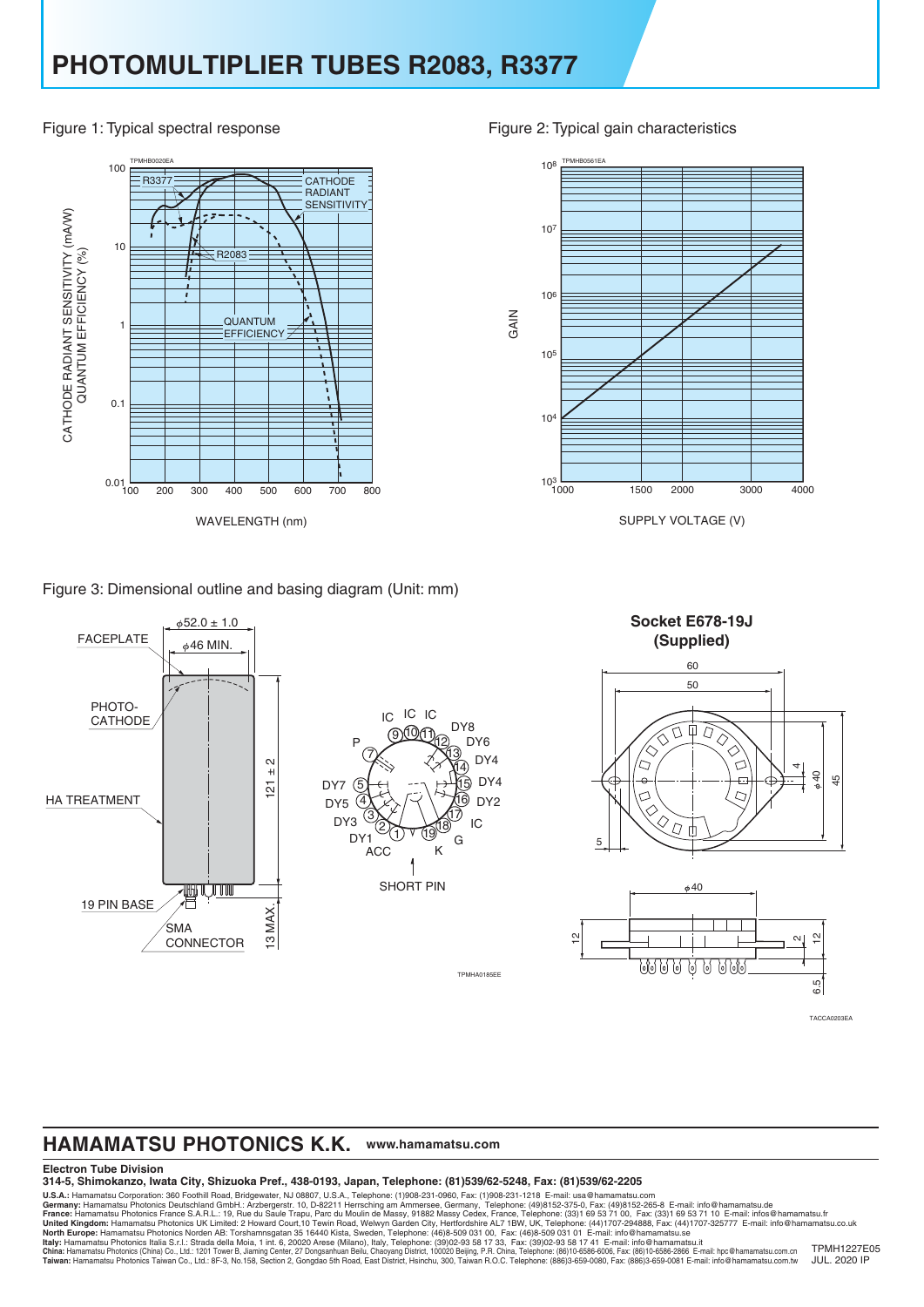# PHOTOMULTIPLIER TUBES R2083, R3377

Figure 1: Typical spectral response

TPMHB0020EA

CATHODE RADIANT SENSITIVITY (mA/W)
QUANTUM EFFICIENCY (%)

100
10
1
0.1
0.01

R3377
CATHODE RADIANT SENSITIVITY
R2083
QUANTUM EFFICIENCY

100 200 300 400 500 600 700 800

WAVELENGTH (nm)

Figure 2: Typical gain characteristics

TPMHB0561EA

GAIN

$10^8$
$10^7$
$10^6$
$10^5$
$10^4$
$10^3$

1000 1500 2000 3000 4000

SUPPLY VOLTAGE (V)

Figure 3: Dimensional outline and basing diagram (Unit: mm)

FACEPLATE
φ52.0 ± 1.0
φ46 MIN.
PHOTO-CATHODE
HA TREATMENT
121 ± 2
19 PIN BASE
SMA CONNECTOR
13 MAX.

IC IC IC
P
DY8
DY6
DY4
DY4
DY2
IC
G
K
DY7
DY5
DY3
DY1
ACC
SHORT PIN

TPMHA0185EE

**Socket E678-19J (Supplied)**

60
50
4
φ40
45
5
φ40
12
2
12
6.5

TACCA0203EA

## HAMAMATSU PHOTONICS K.K. www.hamamatsu.com

**Electron Tube Division**
**314-5, Shimokanzo, Iwata City, Shizuoka Pref., 438-0193, Japan, Telephone: (81)539/62-5248, Fax: (81)539/62-2205**

**U.S.A.:** Hamamatsu Corporation: 360 Foothill Road, Bridgewater, NJ 08807, U.S.A., Telephone: (1)908-231-0960, Fax: (1)908-231-1218 E-mail: usa@hamamatsu.com
**Germany:** Hamamatsu Photonics Deutschland GmbH.: Arzbergerstr. 10, D-82211 Herrsching am Ammersee, Germany, Telephone: (49)8152-375-0, Fax: (49)8152-265-8 E-mail: info@hamamatsu.de
**France:** Hamamatsu Photonics France S.A.R.L.: 19, Rue du Saule Trapu, Parc du Moulin de Massy, 91882 Massy Cedex, France, Telephone: (33)1 69 53 71 00, Fax: (33)1 69 53 71 10 E-mail: infos@hamamatsu.fr
**United Kingdom:** Hamamatsu Photonics UK Limited: 2 Howard Court,10 Tewin Road, Welwyn Garden City, Hertfordshire AL7 1BW, UK, Telephone: (44)1707-294888, Fax: (44)1707-325777 E-mail: info@hamamatsu.co.uk
**North Europe:** Hamamatsu Photonics Norden AB: Torshamnsgatan 35 16440 Kista, Sweden, Telephone: (46)8-509 031 00, Fax: (46)8-509 031 01 E-mail: info@hamamatsu.se
**Italy:** Hamamatsu Photonics Italia S.r.l.: Strada della Moia, 1 int. 6, 20020 Arese (Milano), Italy, Telephone: (39)02-93 58 17 33, Fax: (39)02-93 58 17 41 E-mail: info@hamamatsu.it
**China:** Hamamatsu Photonics (China) Co., Ltd.: 1201 Tower B, Jiaming Center, 27 Dongsanhuan Beilu, Chaoyang District, 100020 Beijing, P.R. China, Telephone: (86)10-6586-6006, Fax: (86)10-6586-2866 E-mail: hpc@hamamatsu.com.cn
**Taiwan:** Hamamatsu Photonics Taiwan Co., Ltd.: 8F-3, No.158, Section 2, Gongdao 5th Road, East District, Hsinchu, 300, Taiwan R.O.C. Telephone: (886)3-659-0080, Fax: (886)3-659-0081 E-mail: info@hamamatsu.com.tw

TPMH1227E05
JUL. 2020 IP